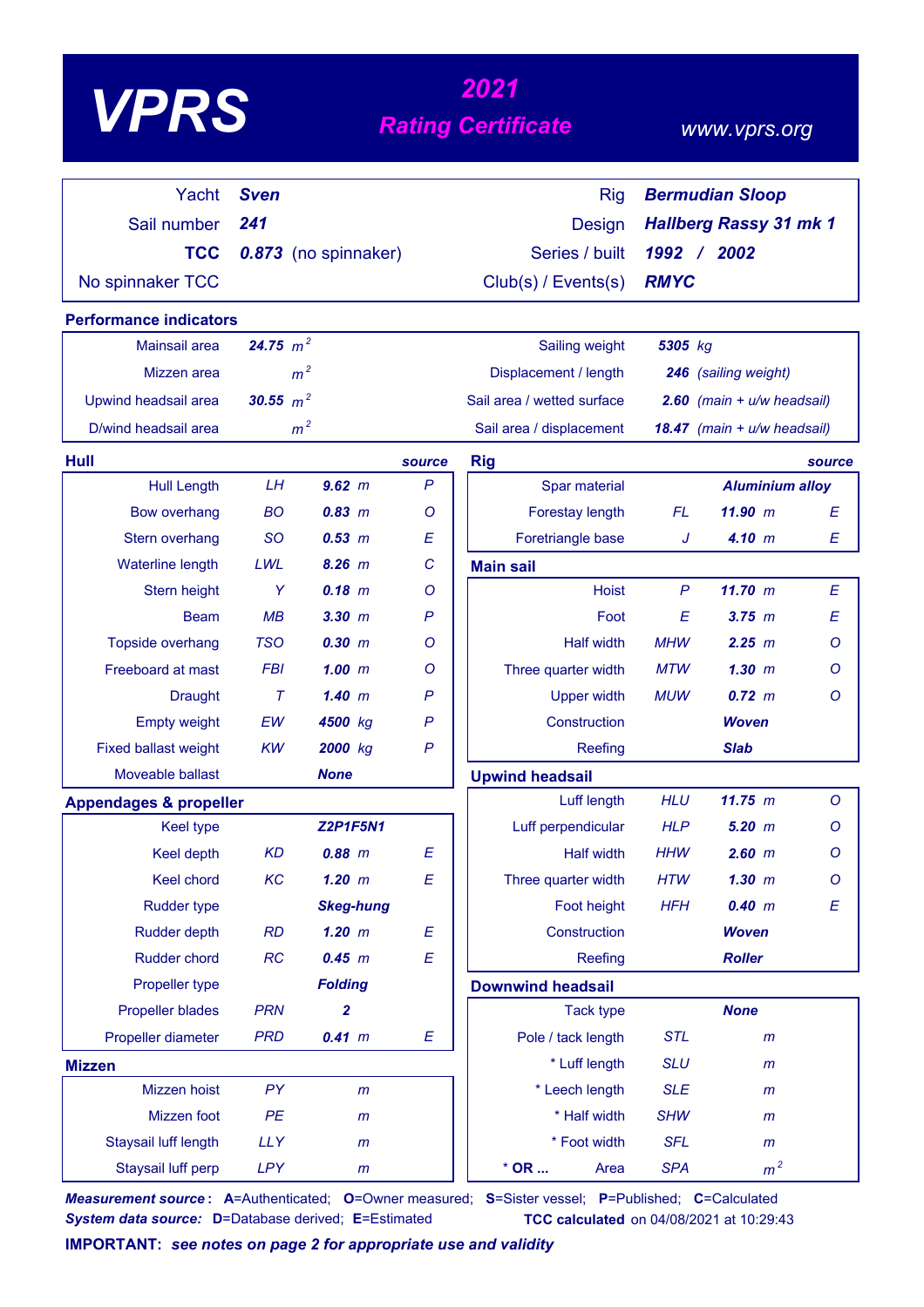# VPRS

## 2021 Rating Certificate

www.vprs.org

| | | | |
|---|---|---|---|
| Yacht | **Sven** | Rig | **Bermudian Sloop** |
| Sail number | **241** | Design | **Hallberg Rassy 31 mk 1** |
| **TCC** | **0.873** (no spinnaker) | Series / built | **1992 / 2002** |
| No spinnaker TCC | | Club(s) / Events(s) | **RMYC** |

### Performance indicators

| | | | |
|---|---|---|---|
| Mainsail area | **24.75** $m^2$ | Sailing weight | **5305** kg |
| Mizzen area | $m^2$ | Displacement / length | **246** (sailing weight) |
| Upwind headsail area | **30.55** $m^2$ | Sail area / wetted surface | **2.60** (main + u/w headsail) |
| D/wind headsail area | $m^2$ | Sail area / displacement | **18.47** (main + u/w headsail) |

### Hull

| | | | source |
|---|---|---|---|
| Hull Length | LH | **9.62** m | P |
| Bow overhang | BO | **0.83** m | O |
| Stern overhang | SO | **0.53** m | E |
| Waterline length | LWL | **8.26** m | C |
| Stern height | Y | **0.18** m | O |
| Beam | MB | **3.30** m | P |
| Topside overhang | TSO | **0.30** m | O |
| Freeboard at mast | FBI | **1.00** m | O |
| Draught | T | **1.40** m | P |
| Empty weight | EW | **4500** kg | P |
| Fixed ballast weight | KW | **2000** kg | P |
| Moveable ballast | | **None** | |

### Appendages & propeller

| | | | |
|---|---|---|---|
| Keel type | | **Z2P1F5N1** | |
| Keel depth | KD | **0.88** m | E |
| Keel chord | KC | **1.20** m | E |
| Rudder type | | **Skeg-hung** | |
| Rudder depth | RD | **1.20** m | E |
| Rudder chord | RC | **0.45** m | E |
| Propeller type | | **Folding** | |
| Propeller blades | PRN | **2** | |
| Propeller diameter | PRD | **0.41** m | E |

### Mizzen

| | | |
|---|---|---|
| Mizzen hoist | PY | m |
| Mizzen foot | PE | m |
| Staysail luff length | LLY | m |
| Staysail luff perp | LPY | m |

### Rig

| | | | source |
|---|---|---|---|
| Spar material | | **Aluminium alloy** | |
| Forestay length | FL | **11.90** m | E |
| Foretriangle base | J | **4.10** m | E |

### Main sail

| | | | |
|---|---|---|---|
| Hoist | P | **11.70** m | E |
| Foot | E | **3.75** m | E |
| Half width | MHW | **2.25** m | O |
| Three quarter width | MTW | **1.30** m | O |
| Upper width | MUW | **0.72** m | O |
| Construction | | **Woven** | |
| Reefing | | **Slab** | |

### Upwind headsail

| | | | |
|---|---|---|---|
| Luff length | HLU | **11.75** m | O |
| Luff perpendicular | HLP | **5.20** m | O |
| Half width | HHW | **2.60** m | O |
| Three quarter width | HTW | **1.30** m | O |
| Foot height | HFH | **0.40** m | E |
| Construction | | **Woven** | |
| Reefing | | **Roller** | |

### Downwind headsail

| | | |
|---|---|---|
| Tack type | | **None** |
| Pole / tack length | STL | m |
| * Luff length | SLU | m |
| * Leech length | SLE | m |
| * Half width | SHW | m |
| * Foot width | SFL | m |
| * OR ... Area | SPA | $m^2$ |

***Measurement source*:** **A**=Authenticated; **O**=Owner measured; **S**=Sister vessel; **P**=Published; **C**=Calculated
***System data source:*** **D**=Database derived; **E**=Estimated

**TCC calculated** on 04/08/2021 at 10:29:43

**IMPORTANT:** ***see notes on page 2 for appropriate use and validity***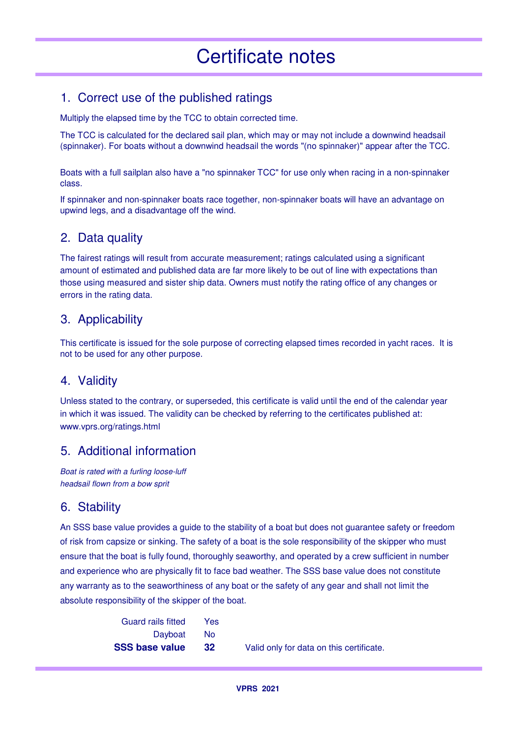# Certificate notes

## 1. Correct use of the published ratings

Multiply the elapsed time by the TCC to obtain corrected time.

The TCC is calculated for the declared sail plan, which may or may not include a downwind headsail (spinnaker). For boats without a downwind headsail the words "(no spinnaker)" appear after the TCC.

Boats with a full sailplan also have a "no spinnaker TCC" for use only when racing in a non-spinnaker class.

If spinnaker and non-spinnaker boats race together, non-spinnaker boats will have an advantage on upwind legs, and a disadvantage off the wind.

## 2. Data quality

The fairest ratings will result from accurate measurement; ratings calculated using a significant amount of estimated and published data are far more likely to be out of line with expectations than those using measured and sister ship data. Owners must notify the rating office of any changes or errors in the rating data.

## 3. Applicability

This certificate is issued for the sole purpose of correcting elapsed times recorded in yacht races. It is not to be used for any other purpose.

## 4. Validity

Unless stated to the contrary, or superseded, this certificate is valid until the end of the calendar year in which it was issued. The validity can be checked by referring to the certificates published at: www.vprs.org/ratings.html

## 5. Additional information

*Boat is rated with a furling loose-luff headsail flown from a bow sprit*

## 6. Stability

An SSS base value provides a guide to the stability of a boat but does not guarantee safety or freedom of risk from capsize or sinking. The safety of a boat is the sole responsibility of the skipper who must ensure that the boat is fully found, thoroughly seaworthy, and operated by a crew sufficient in number and experience who are physically fit to face bad weather. The SSS base value does not constitute any warranty as to the seaworthiness of any boat or the safety of any gear and shall not limit the absolute responsibility of the skipper of the boat.

| | | |
|---|---|---|
| Guard rails fitted | Yes | |
| Dayboat | No | |
| **SSS base value** | **32** | Valid only for data on this certificate. |

**VPRS 2021**